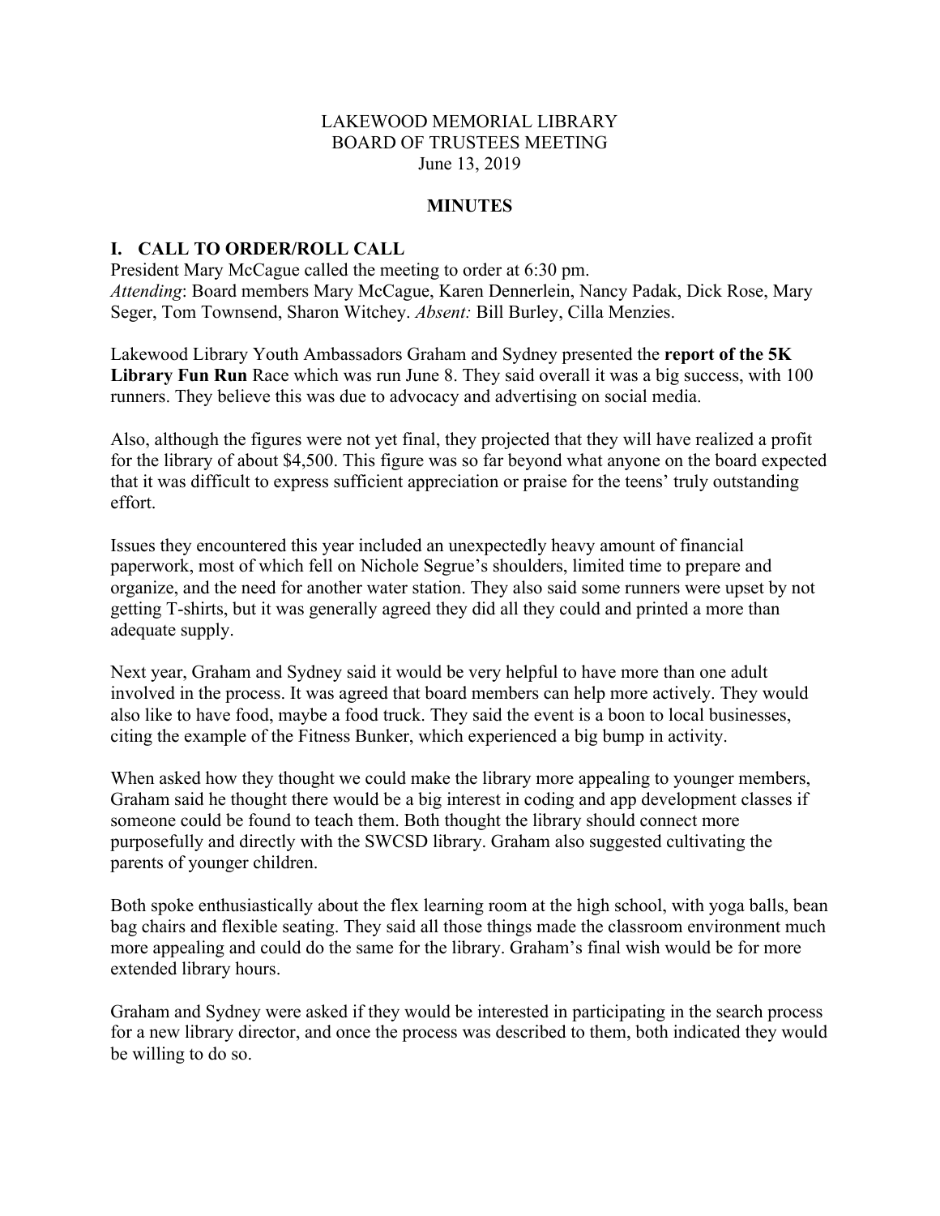LAKEWOOD MEMORIAL LIBRARY
BOARD OF TRUSTEES MEETING
June 13, 2019

**MINUTES**

## I. CALL TO ORDER/ROLL CALL

President Mary McCague called the meeting to order at 6:30 pm.
*Attending*: Board members Mary McCague, Karen Dennerlein, Nancy Padak, Dick Rose, Mary Seger, Tom Townsend, Sharon Witchey. *Absent:* Bill Burley, Cilla Menzies.

Lakewood Library Youth Ambassadors Graham and Sydney presented the **report of the 5K Library Fun Run** Race which was run June 8. They said overall it was a big success, with 100 runners. They believe this was due to advocacy and advertising on social media.

Also, although the figures were not yet final, they projected that they will have realized a profit for the library of about $4,500. This figure was so far beyond what anyone on the board expected that it was difficult to express sufficient appreciation or praise for the teens' truly outstanding effort.

Issues they encountered this year included an unexpectedly heavy amount of financial paperwork, most of which fell on Nichole Segrue's shoulders, limited time to prepare and organize, and the need for another water station. They also said some runners were upset by not getting T-shirts, but it was generally agreed they did all they could and printed a more than adequate supply.

Next year, Graham and Sydney said it would be very helpful to have more than one adult involved in the process. It was agreed that board members can help more actively. They would also like to have food, maybe a food truck. They said the event is a boon to local businesses, citing the example of the Fitness Bunker, which experienced a big bump in activity.

When asked how they thought we could make the library more appealing to younger members, Graham said he thought there would be a big interest in coding and app development classes if someone could be found to teach them. Both thought the library should connect more purposefully and directly with the SWCSD library. Graham also suggested cultivating the parents of younger children.

Both spoke enthusiastically about the flex learning room at the high school, with yoga balls, bean bag chairs and flexible seating. They said all those things made the classroom environment much more appealing and could do the same for the library. Graham's final wish would be for more extended library hours.

Graham and Sydney were asked if they would be interested in participating in the search process for a new library director, and once the process was described to them, both indicated they would be willing to do so.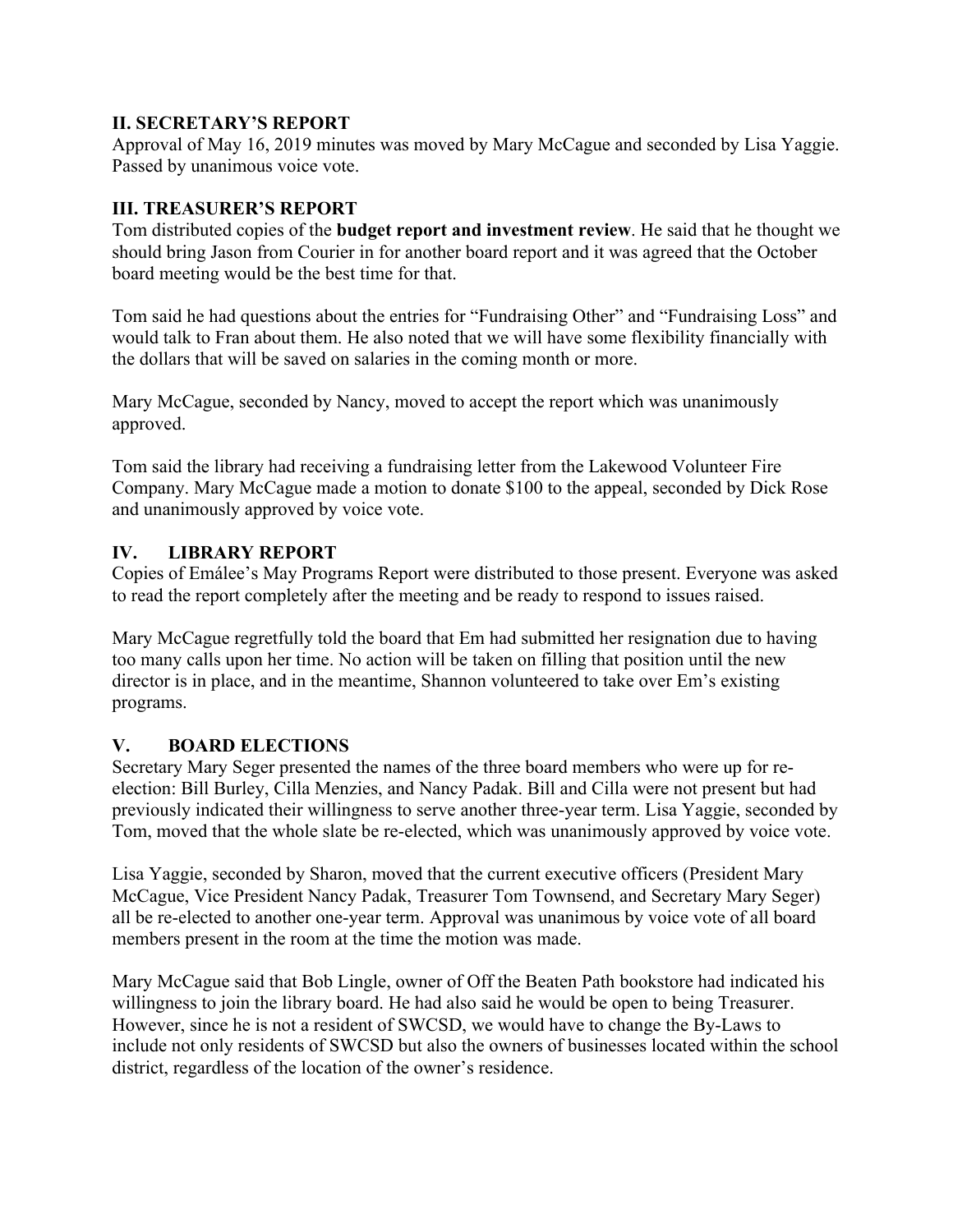## II. SECRETARY'S REPORT

Approval of May 16, 2019 minutes was moved by Mary McCague and seconded by Lisa Yaggie. Passed by unanimous voice vote.

## III. TREASURER'S REPORT

Tom distributed copies of the **budget report and investment review**. He said that he thought we should bring Jason from Courier in for another board report and it was agreed that the October board meeting would be the best time for that.

Tom said he had questions about the entries for "Fundraising Other" and "Fundraising Loss" and would talk to Fran about them. He also noted that we will have some flexibility financially with the dollars that will be saved on salaries in the coming month or more.

Mary McCague, seconded by Nancy, moved to accept the report which was unanimously approved.

Tom said the library had receiving a fundraising letter from the Lakewood Volunteer Fire Company. Mary McCague made a motion to donate $100 to the appeal, seconded by Dick Rose and unanimously approved by voice vote.

## IV. LIBRARY REPORT

Copies of Emálee's May Programs Report were distributed to those present. Everyone was asked to read the report completely after the meeting and be ready to respond to issues raised.

Mary McCague regretfully told the board that Em had submitted her resignation due to having too many calls upon her time. No action will be taken on filling that position until the new director is in place, and in the meantime, Shannon volunteered to take over Em's existing programs.

## V. BOARD ELECTIONS

Secretary Mary Seger presented the names of the three board members who were up for re-election: Bill Burley, Cilla Menzies, and Nancy Padak. Bill and Cilla were not present but had previously indicated their willingness to serve another three-year term. Lisa Yaggie, seconded by Tom, moved that the whole slate be re-elected, which was unanimously approved by voice vote.

Lisa Yaggie, seconded by Sharon, moved that the current executive officers (President Mary McCague, Vice President Nancy Padak, Treasurer Tom Townsend, and Secretary Mary Seger) all be re-elected to another one-year term. Approval was unanimous by voice vote of all board members present in the room at the time the motion was made.

Mary McCague said that Bob Lingle, owner of Off the Beaten Path bookstore had indicated his willingness to join the library board. He had also said he would be open to being Treasurer. However, since he is not a resident of SWCSD, we would have to change the By-Laws to include not only residents of SWCSD but also the owners of businesses located within the school district, regardless of the location of the owner's residence.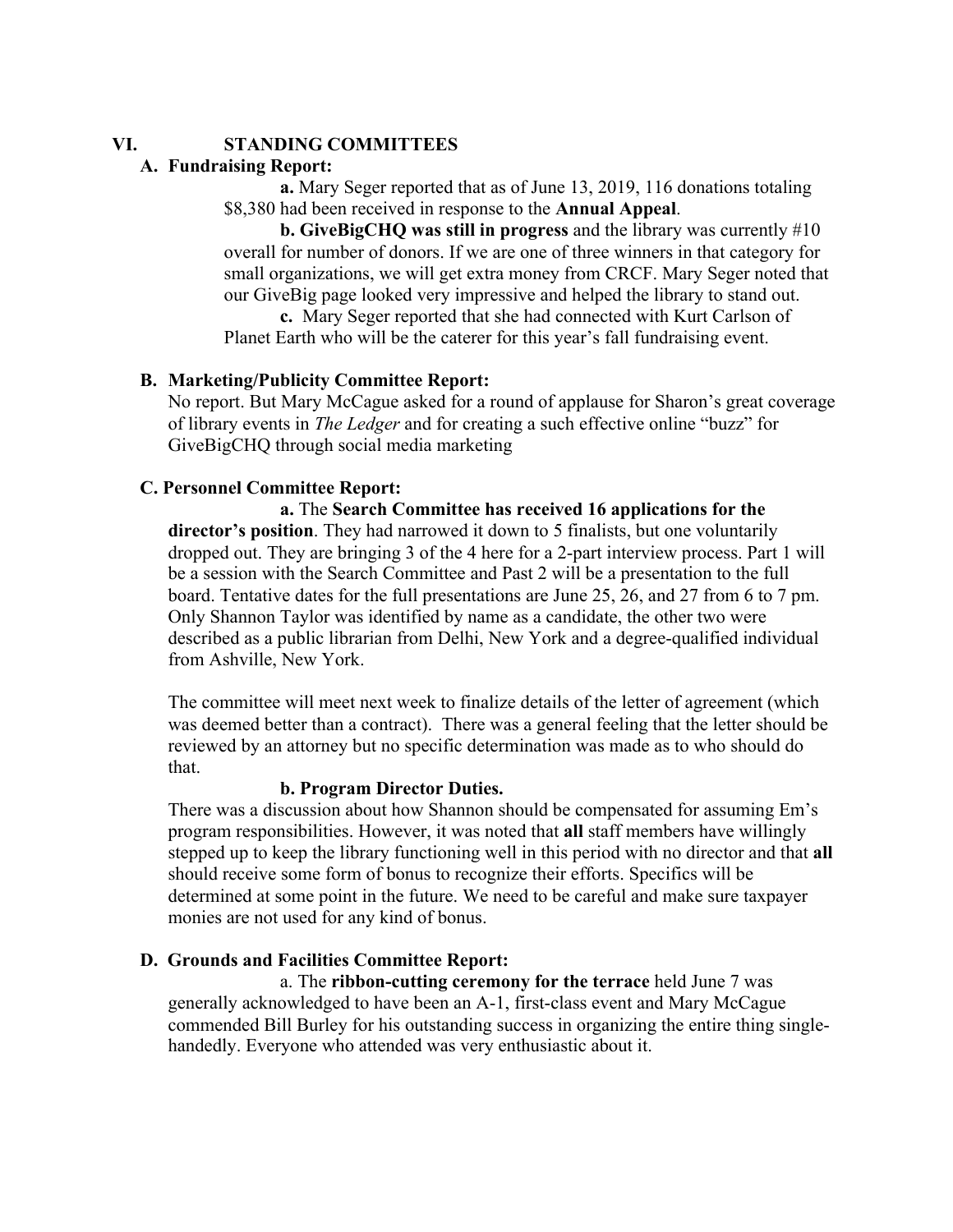## VI. STANDING COMMITTEES

### A. Fundraising Report:

**a.** Mary Seger reported that as of June 13, 2019, 116 donations totaling $8,380 had been received in response to the **Annual Appeal**.

**b. GiveBigCHQ was still in progress** and the library was currently #10 overall for number of donors. If we are one of three winners in that category for small organizations, we will get extra money from CRCF. Mary Seger noted that our GiveBig page looked very impressive and helped the library to stand out.

**c.** Mary Seger reported that she had connected with Kurt Carlson of Planet Earth who will be the caterer for this year's fall fundraising event.

### B. Marketing/Publicity Committee Report:

No report. But Mary McCague asked for a round of applause for Sharon's great coverage of library events in *The Ledger* and for creating a such effective online "buzz" for GiveBigCHQ through social media marketing

### C. Personnel Committee Report:

**a.** The **Search Committee has received 16 applications for the director's position**. They had narrowed it down to 5 finalists, but one voluntarily dropped out. They are bringing 3 of the 4 here for a 2-part interview process. Part 1 will be a session with the Search Committee and Past 2 will be a presentation to the full board. Tentative dates for the full presentations are June 25, 26, and 27 from 6 to 7 pm. Only Shannon Taylor was identified by name as a candidate, the other two were described as a public librarian from Delhi, New York and a degree-qualified individual from Ashville, New York.

The committee will meet next week to finalize details of the letter of agreement (which was deemed better than a contract). There was a general feeling that the letter should be reviewed by an attorney but no specific determination was made as to who should do that.

**b. Program Director Duties.**

There was a discussion about how Shannon should be compensated for assuming Em's program responsibilities. However, it was noted that **all** staff members have willingly stepped up to keep the library functioning well in this period with no director and that **all** should receive some form of bonus to recognize their efforts. Specifics will be determined at some point in the future. We need to be careful and make sure taxpayer monies are not used for any kind of bonus.

### D. Grounds and Facilities Committee Report:

a. The **ribbon-cutting ceremony for the terrace** held June 7 was generally acknowledged to have been an A-1, first-class event and Mary McCague commended Bill Burley for his outstanding success in organizing the entire thing single-handedly. Everyone who attended was very enthusiastic about it.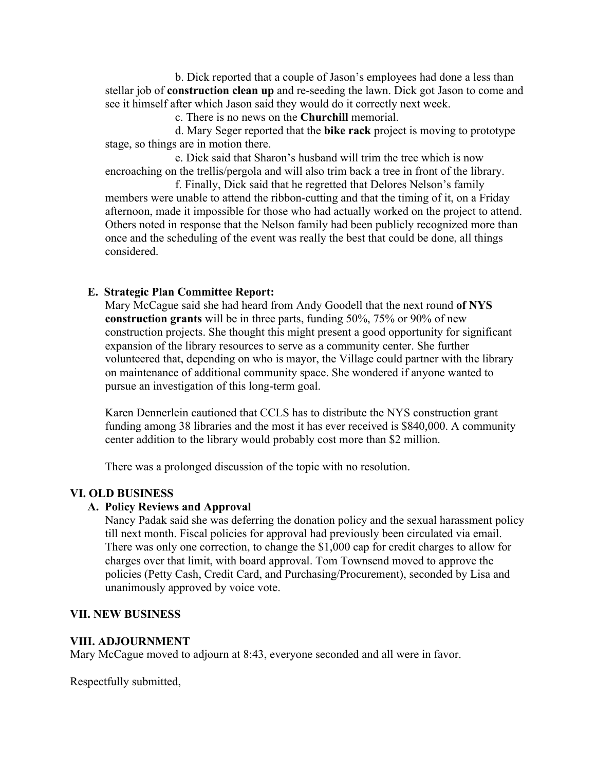b. Dick reported that a couple of Jason's employees had done a less than stellar job of **construction clean up** and re-seeding the lawn. Dick got Jason to come and see it himself after which Jason said they would do it correctly next week.

c. There is no news on the **Churchill** memorial.

d. Mary Seger reported that the **bike rack** project is moving to prototype stage, so things are in motion there.

e. Dick said that Sharon's husband will trim the tree which is now encroaching on the trellis/pergola and will also trim back a tree in front of the library.

f. Finally, Dick said that he regretted that Delores Nelson's family members were unable to attend the ribbon-cutting and that the timing of it, on a Friday afternoon, made it impossible for those who had actually worked on the project to attend. Others noted in response that the Nelson family had been publicly recognized more than once and the scheduling of the event was really the best that could be done, all things considered.

**E. Strategic Plan Committee Report:**

Mary McCague said she had heard from Andy Goodell that the next round **of NYS construction grants** will be in three parts, funding 50%, 75% or 90% of new construction projects. She thought this might present a good opportunity for significant expansion of the library resources to serve as a community center. She further volunteered that, depending on who is mayor, the Village could partner with the library on maintenance of additional community space. She wondered if anyone wanted to pursue an investigation of this long-term goal.

Karen Dennerlein cautioned that CCLS has to distribute the NYS construction grant funding among 38 libraries and the most it has ever received is $840,000. A community center addition to the library would probably cost more than $2 million.

There was a prolonged discussion of the topic with no resolution.

## VI. OLD BUSINESS

**A. Policy Reviews and Approval**

Nancy Padak said she was deferring the donation policy and the sexual harassment policy till next month. Fiscal policies for approval had previously been circulated via email. There was only one correction, to change the $1,000 cap for credit charges to allow for charges over that limit, with board approval. Tom Townsend moved to approve the policies (Petty Cash, Credit Card, and Purchasing/Procurement), seconded by Lisa and unanimously approved by voice vote.

## VII. NEW BUSINESS

## VIII. ADJOURNMENT

Mary McCague moved to adjourn at 8:43, everyone seconded and all were in favor.

Respectfully submitted,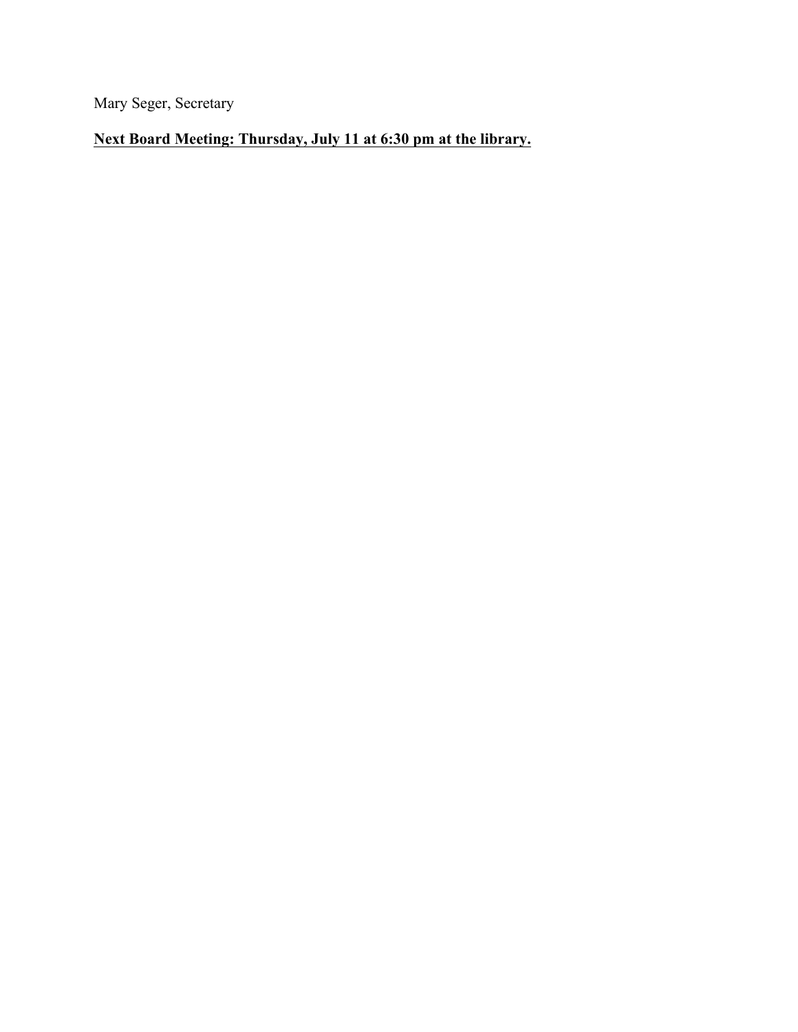Mary Seger, Secretary

<u>**Next Board Meeting: Thursday, July 11 at 6:30 pm at the library.**</u>